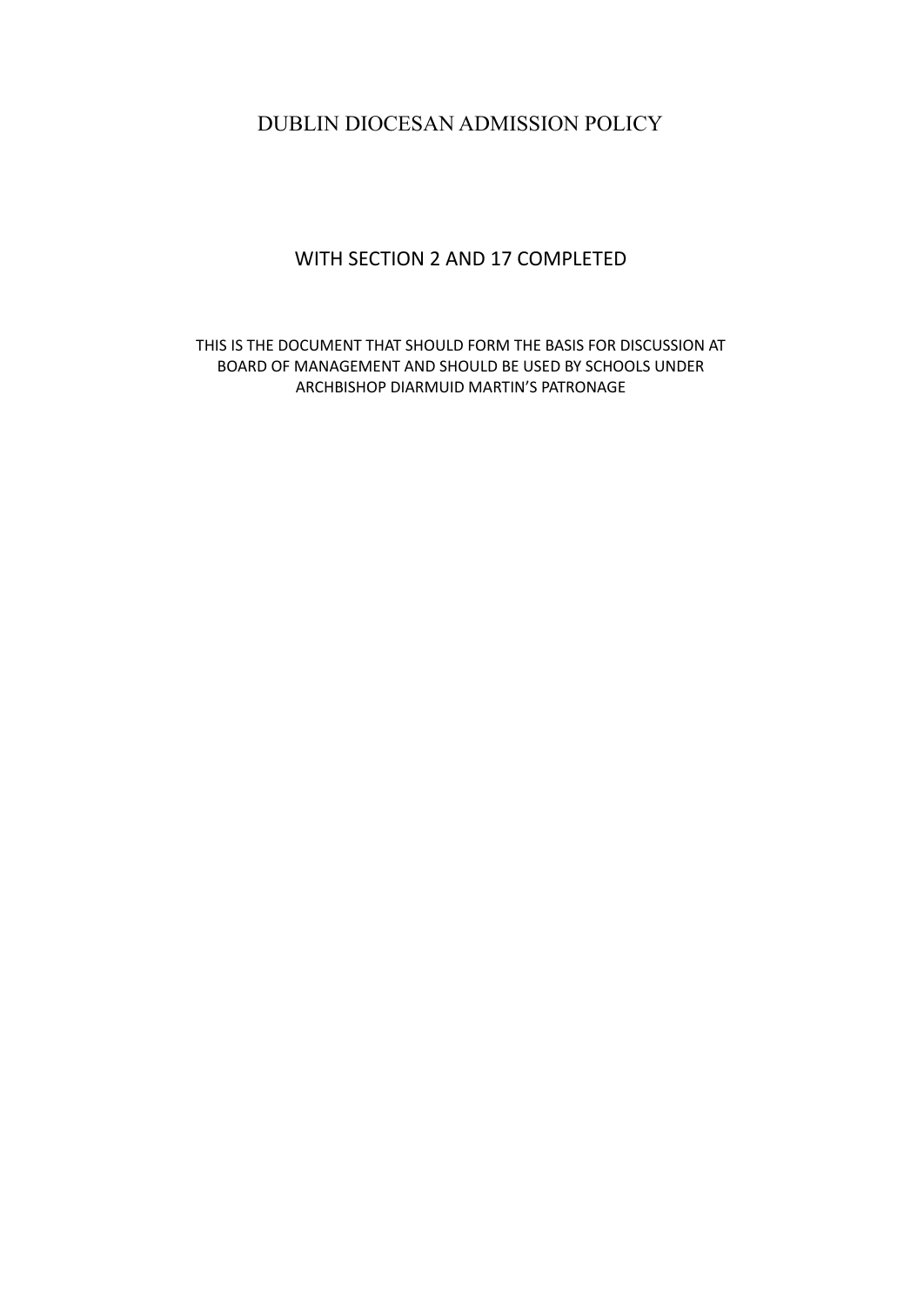# DUBLIN DIOCESAN ADMISSION POLICY

## WITH SECTION 2 AND 17 COMPLETED

THIS IS THE DOCUMENT THAT SHOULD FORM THE BASIS FOR DISCUSSION AT BOARD OF MANAGEMENT AND SHOULD BE USED BY SCHOOLS UNDER ARCHBISHOP DIARMUID MARTIN'S PATRONAGE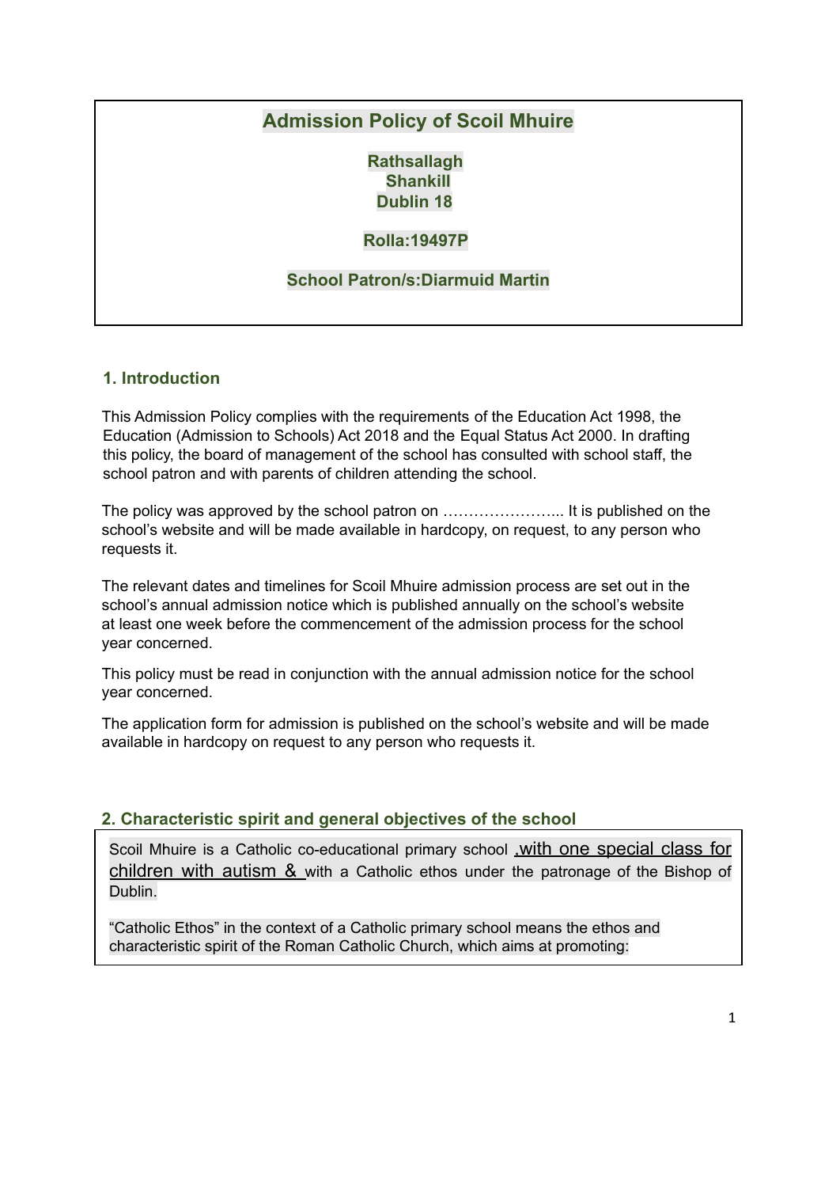# Admission Policy of Scoil Mhuire

**Rathsallagh**
**Shankill**
**Dublin 18**

**Rolla:19497P**

**School Patron/s:Diarmuid Martin**

## 1. Introduction

This Admission Policy complies with the requirements of the Education Act 1998, the Education (Admission to Schools) Act 2018 and the Equal Status Act 2000. In drafting this policy, the board of management of the school has consulted with school staff, the school patron and with parents of children attending the school.

The policy was approved by the school patron on ………………….. It is published on the school's website and will be made available in hardcopy, on request, to any person who requests it.

The relevant dates and timelines for Scoil Mhuire admission process are set out in the school's annual admission notice which is published annually on the school's website at least one week before the commencement of the admission process for the school year concerned.

This policy must be read in conjunction with the annual admission notice for the school year concerned.

The application form for admission is published on the school's website and will be made available in hardcopy on request to any person who requests it.

## 2. Characteristic spirit and general objectives of the school

Scoil Mhuire is a Catholic co-educational primary school ,with one special class for children with autism & with a Catholic ethos under the patronage of the Bishop of Dublin.

"Catholic Ethos" in the context of a Catholic primary school means the ethos and characteristic spirit of the Roman Catholic Church, which aims at promoting: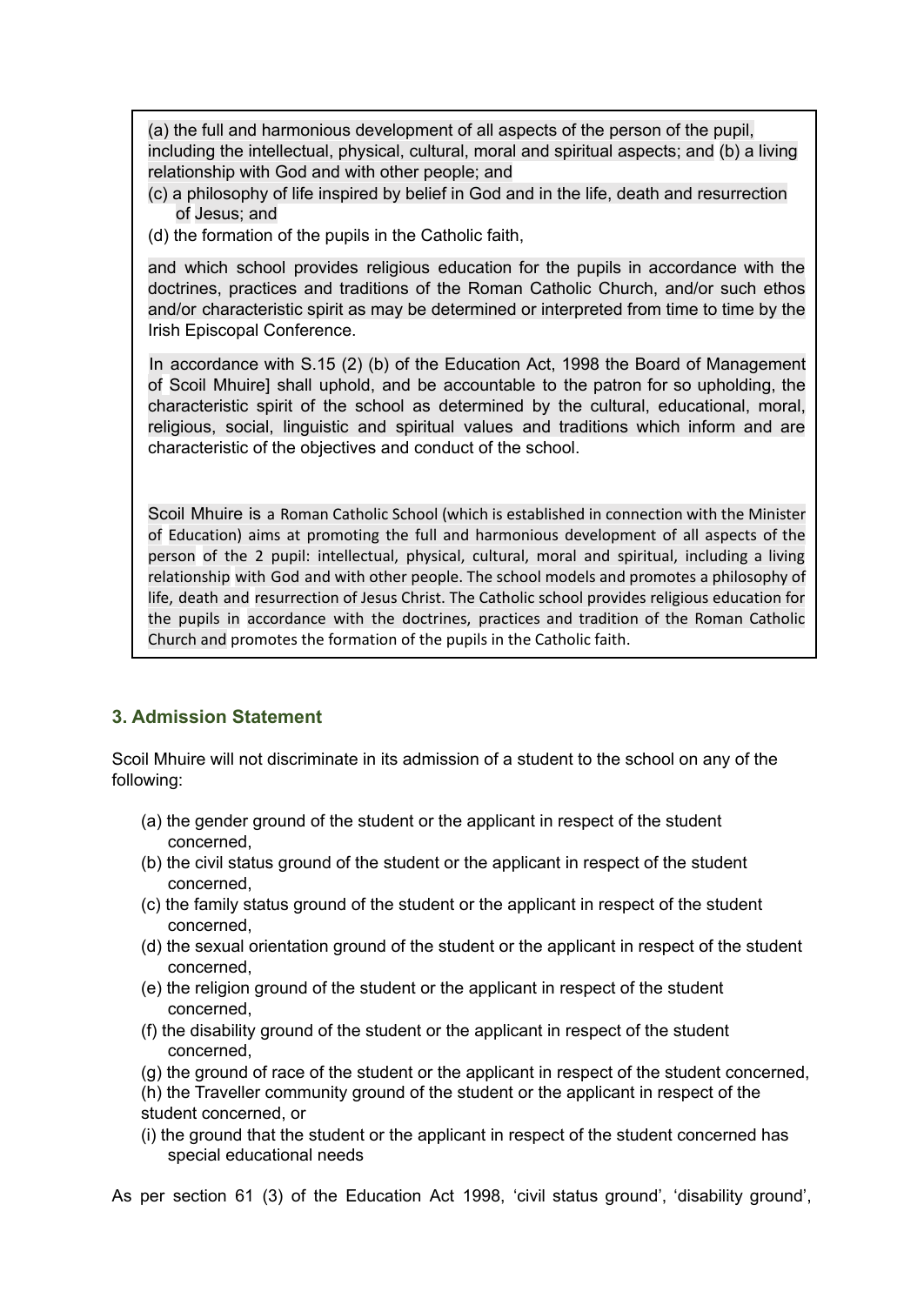(a) the full and harmonious development of all aspects of the person of the pupil, including the intellectual, physical, cultural, moral and spiritual aspects; and (b) a living relationship with God and with other people; and

(c) a philosophy of life inspired by belief in God and in the life, death and resurrection of Jesus; and

(d) the formation of the pupils in the Catholic faith,

and which school provides religious education for the pupils in accordance with the doctrines, practices and traditions of the Roman Catholic Church, and/or such ethos and/or characteristic spirit as may be determined or interpreted from time to time by the Irish Episcopal Conference.

In accordance with S.15 (2) (b) of the Education Act, 1998 the Board of Management of Scoil Mhuire] shall uphold, and be accountable to the patron for so upholding, the characteristic spirit of the school as determined by the cultural, educational, moral, religious, social, linguistic and spiritual values and traditions which inform and are characteristic of the objectives and conduct of the school.

Scoil Mhuire is a Roman Catholic School (which is established in connection with the Minister of Education) aims at promoting the full and harmonious development of all aspects of the person of the 2 pupil: intellectual, physical, cultural, moral and spiritual, including a living relationship with God and with other people. The school models and promotes a philosophy of life, death and resurrection of Jesus Christ. The Catholic school provides religious education for the pupils in accordance with the doctrines, practices and tradition of the Roman Catholic Church and promotes the formation of the pupils in the Catholic faith.

## 3. Admission Statement

Scoil Mhuire will not discriminate in its admission of a student to the school on any of the following:

(a) the gender ground of the student or the applicant in respect of the student concerned,

(b) the civil status ground of the student or the applicant in respect of the student concerned,

(c) the family status ground of the student or the applicant in respect of the student concerned,

(d) the sexual orientation ground of the student or the applicant in respect of the student concerned,

(e) the religion ground of the student or the applicant in respect of the student concerned,

(f) the disability ground of the student or the applicant in respect of the student concerned,

(g) the ground of race of the student or the applicant in respect of the student concerned,

(h) the Traveller community ground of the student or the applicant in respect of the student concerned, or

(i) the ground that the student or the applicant in respect of the student concerned has special educational needs

As per section 61 (3) of the Education Act 1998, 'civil status ground', 'disability ground',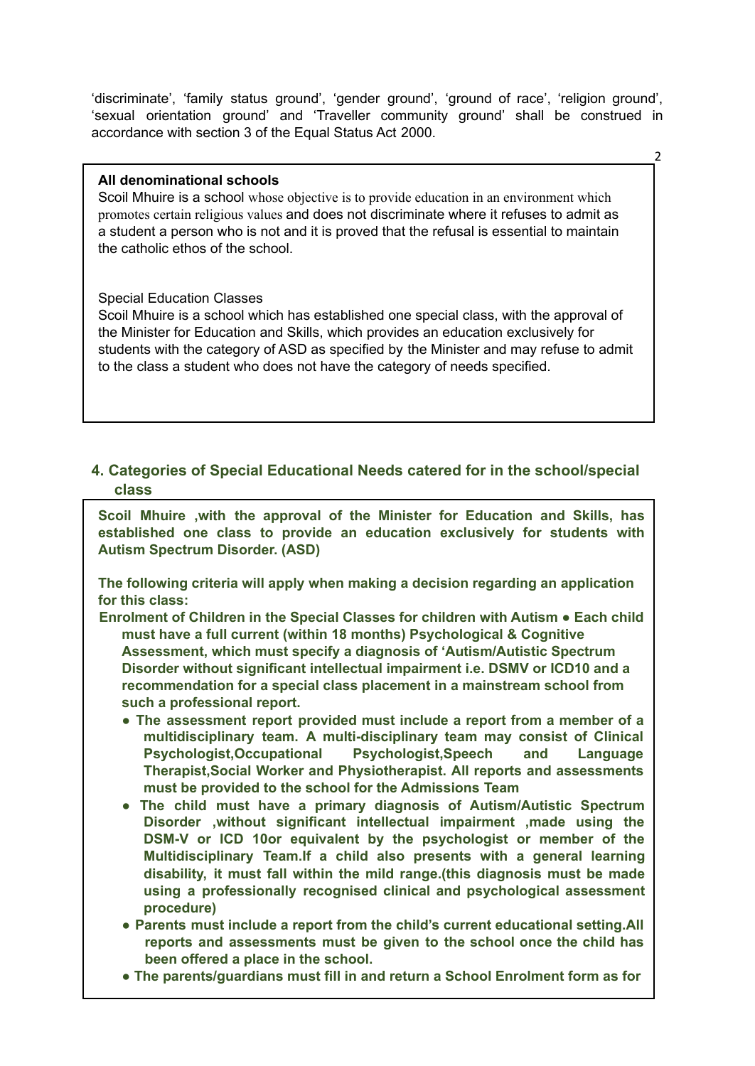'discriminate', 'family status ground', 'gender ground', 'ground of race', 'religion ground', 'sexual orientation ground' and 'Traveller community ground' shall be construed in accordance with section 3 of the Equal Status Act 2000.

**All denominational schools**
Scoil Mhuire is a school whose objective is to provide education in an environment which promotes certain religious values and does not discriminate where it refuses to admit as a student a person who is not and it is proved that the refusal is essential to maintain the catholic ethos of the school.

Special Education Classes
Scoil Mhuire is a school which has established one special class, with the approval of the Minister for Education and Skills, which provides an education exclusively for students with the category of ASD as specified by the Minister and may refuse to admit to the class a student who does not have the category of needs specified.

## 4. Categories of Special Educational Needs catered for in the school/special class

**Scoil Mhuire ,with the approval of the Minister for Education and Skills, has established one class to provide an education exclusively for students with Autism Spectrum Disorder. (ASD)**

**The following criteria will apply when making a decision regarding an application for this class:**

**Enrolment of Children in the Special Classes for children with Autism ● Each child must have a full current (within 18 months) Psychological & Cognitive Assessment, which must specify a diagnosis of 'Autism/Autistic Spectrum Disorder without significant intellectual impairment i.e. DSMV or ICD10 and a recommendation for a special class placement in a mainstream school from such a professional report.**

- **The assessment report provided must include a report from a member of a multidisciplinary team. A multi-disciplinary team may consist of Clinical Psychologist,Occupational Psychologist,Speech and Language Therapist,Social Worker and Physiotherapist. All reports and assessments must be provided to the school for the Admissions Team**
- **The child must have a primary diagnosis of Autism/Autistic Spectrum Disorder ,without significant intellectual impairment ,made using the DSM-V or ICD 10or equivalent by the psychologist or member of the Multidisciplinary Team.If a child also presents with a general learning disability, it must fall within the mild range.(this diagnosis must be made using a professionally recognised clinical and psychological assessment procedure)**
- **Parents must include a report from the child's current educational setting.All reports and assessments must be given to the school once the child has been offered a place in the school.**
- **The parents/guardians must fill in and return a School Enrolment form as for**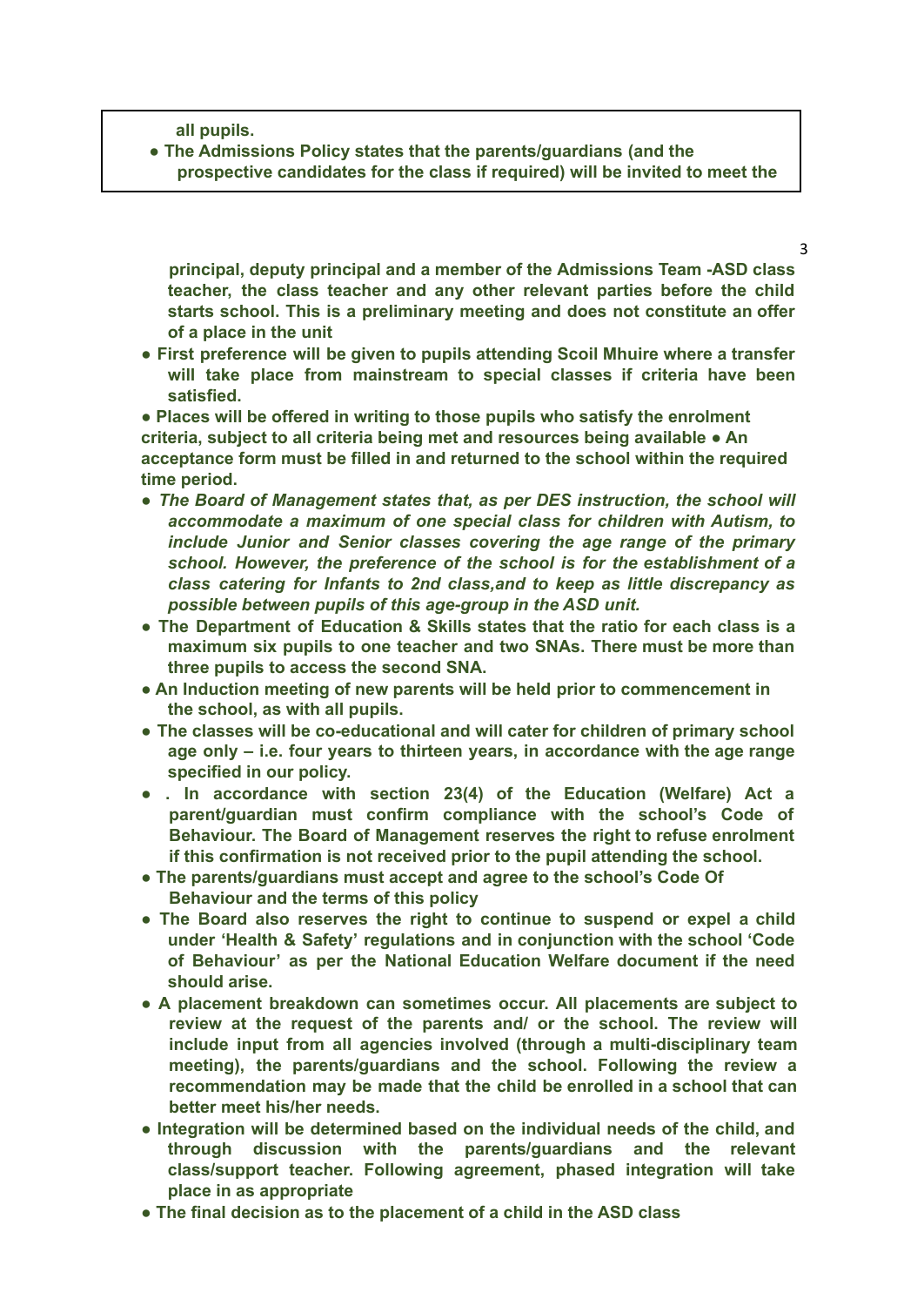**all pupils.**

- **The Admissions Policy states that the parents/guardians (and the prospective candidates for the class if required) will be invited to meet the principal, deputy principal and a member of the Admissions Team -ASD class teacher, the class teacher and any other relevant parties before the child starts school. This is a preliminary meeting and does not constitute an offer of a place in the unit**
- **First preference will be given to pupils attending Scoil Mhuire where a transfer will take place from mainstream to special classes if criteria have been satisfied.**
- **Places will be offered in writing to those pupils who satisfy the enrolment criteria, subject to all criteria being met and resources being available**
- **An acceptance form must be filled in and returned to the school within the required time period.**
- ***The Board of Management states that, as per DES instruction, the school will accommodate a maximum of one special class for children with Autism, to include Junior and Senior classes covering the age range of the primary school. However, the preference of the school is for the establishment of a class catering for Infants to 2nd class,and to keep as little discrepancy as possible between pupils of this age-group in the ASD unit.***
- **The Department of Education & Skills states that the ratio for each class is a maximum six pupils to one teacher and two SNAs. There must be more than three pupils to access the second SNA.**
- **An Induction meeting of new parents will be held prior to commencement in the school, as with all pupils.**
- **The classes will be co-educational and will cater for children of primary school age only – i.e. four years to thirteen years, in accordance with the age range specified in our policy.**
- **. In accordance with section 23(4) of the Education (Welfare) Act a parent/guardian must confirm compliance with the school's Code of Behaviour. The Board of Management reserves the right to refuse enrolment if this confirmation is not received prior to the pupil attending the school.**
- **The parents/guardians must accept and agree to the school's Code Of Behaviour and the terms of this policy**
- **The Board also reserves the right to continue to suspend or expel a child under 'Health & Safety' regulations and in conjunction with the school 'Code of Behaviour' as per the National Education Welfare document if the need should arise.**
- **A placement breakdown can sometimes occur. All placements are subject to review at the request of the parents and/ or the school. The review will include input from all agencies involved (through a multi-disciplinary team meeting), the parents/guardians and the school. Following the review a recommendation may be made that the child be enrolled in a school that can better meet his/her needs.**
- **Integration will be determined based on the individual needs of the child, and through discussion with the parents/guardians and the relevant class/support teacher. Following agreement, phased integration will take place in as appropriate**
- **The final decision as to the placement of a child in the ASD class**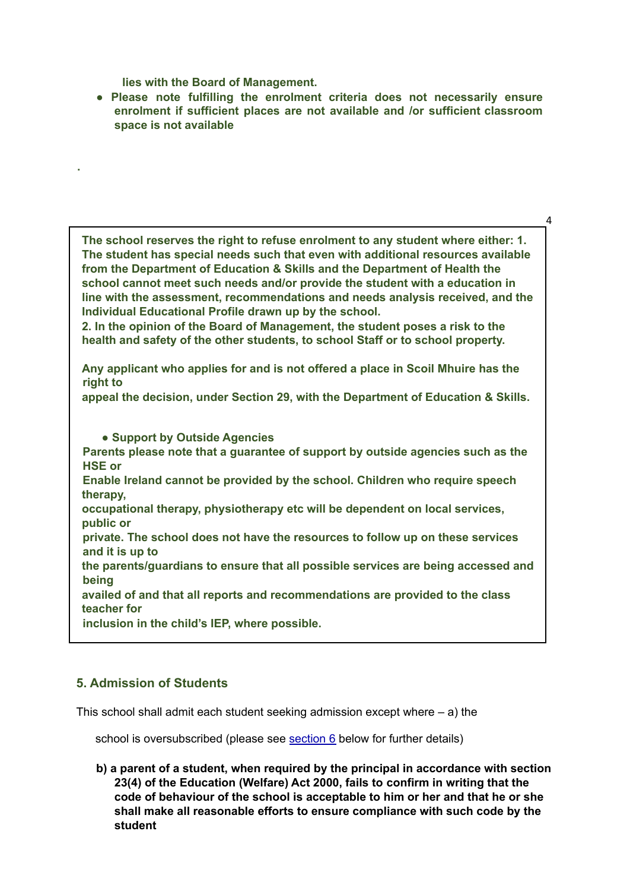**lies with the Board of Management.**

- **Please note fulfilling the enrolment criteria does not necessarily ensure enrolment if sufficient places are not available and /or sufficient classroom space is not available**

.

**The school reserves the right to refuse enrolment to any student where either: 1. The student has special needs such that even with additional resources available from the Department of Education & Skills and the Department of Health the school cannot meet such needs and/or provide the student with a education in line with the assessment, recommendations and needs analysis received, and the Individual Educational Profile drawn up by the school.**

**2. In the opinion of the Board of Management, the student poses a risk to the health and safety of the other students, to school Staff or to school property.**

**Any applicant who applies for and is not offered a place in Scoil Mhuire has the right to appeal the decision, under Section 29, with the Department of Education & Skills.**

- **Support by Outside Agencies**

**Parents please note that a guarantee of support by outside agencies such as the HSE or Enable Ireland cannot be provided by the school. Children who require speech therapy, occupational therapy, physiotherapy etc will be dependent on local services, public or private. The school does not have the resources to follow up on these services and it is up to the parents/guardians to ensure that all possible services are being accessed and being availed of and that all reports and recommendations are provided to the class teacher for inclusion in the child's IEP, where possible.**

## 5. Admission of Students

This school shall admit each student seeking admission except where – a) the school is oversubscribed (please see section 6 below for further details)

**b) a parent of a student, when required by the principal in accordance with section 23(4) of the Education (Welfare) Act 2000, fails to confirm in writing that the code of behaviour of the school is acceptable to him or her and that he or she shall make all reasonable efforts to ensure compliance with such code by the student**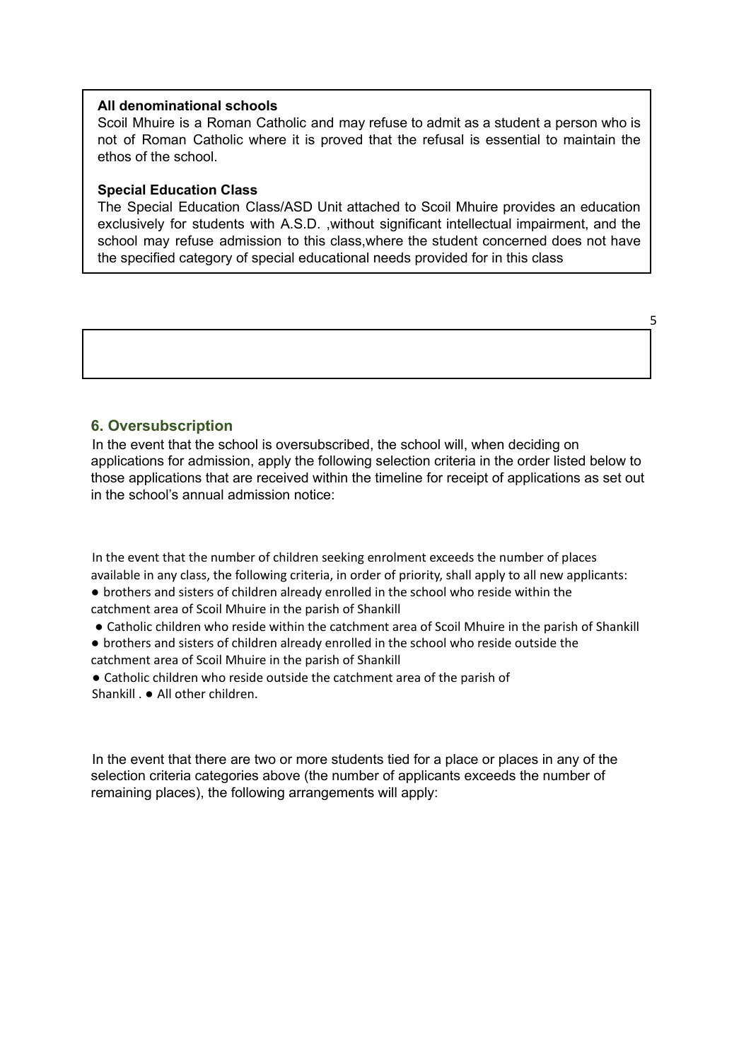**All denominational schools**

Scoil Mhuire is a Roman Catholic and may refuse to admit as a student a person who is not of Roman Catholic where it is proved that the refusal is essential to maintain the ethos of the school.

**Special Education Class**

The Special Education Class/ASD Unit attached to Scoil Mhuire provides an education exclusively for students with A.S.D. ,without significant intellectual impairment, and the school may refuse admission to this class,where the student concerned does not have the specified category of special educational needs provided for in this class

## 6. Oversubscription

In the event that the school is oversubscribed, the school will, when deciding on applications for admission, apply the following selection criteria in the order listed below to those applications that are received within the timeline for receipt of applications as set out in the school's annual admission notice:

In the event that the number of children seeking enrolment exceeds the number of places available in any class, the following criteria, in order of priority, shall apply to all new applicants:

- brothers and sisters of children already enrolled in the school who reside within the catchment area of Scoil Mhuire in the parish of Shankill
- Catholic children who reside within the catchment area of Scoil Mhuire in the parish of Shankill
- brothers and sisters of children already enrolled in the school who reside outside the catchment area of Scoil Mhuire in the parish of Shankill
- Catholic children who reside outside the catchment area of the parish of Shankill .
- All other children.

In the event that there are two or more students tied for a place or places in any of the selection criteria categories above (the number of applicants exceeds the number of remaining places), the following arrangements will apply: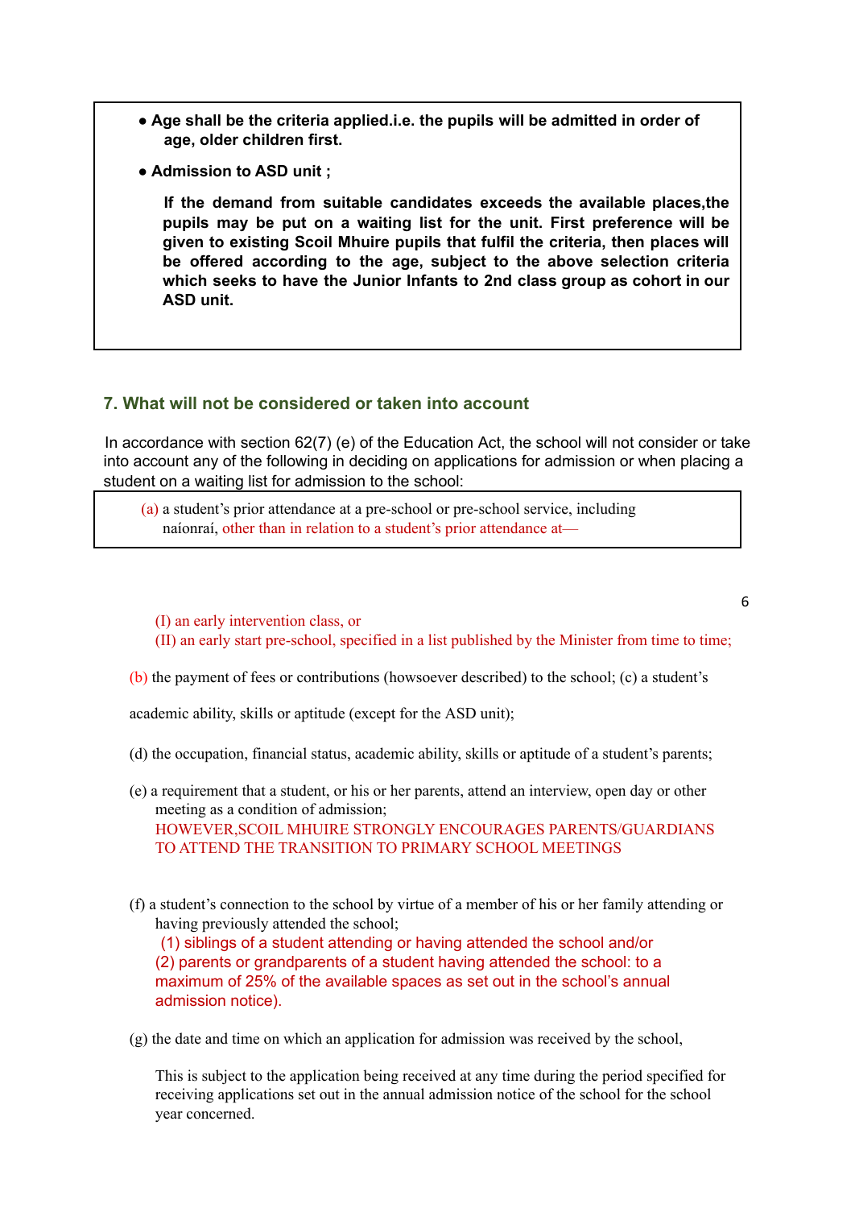- **Age shall be the criteria applied.i.e. the pupils will be admitted in order of age, older children first.**
- **Admission to ASD unit ;**

  **If the demand from suitable candidates exceeds the available places,the pupils may be put on a waiting list for the unit. First preference will be given to existing Scoil Mhuire pupils that fulfil the criteria, then places will be offered according to the age, subject to the above selection criteria which seeks to have the Junior Infants to 2nd class group as cohort in our ASD unit.**

## 7. What will not be considered or taken into account

In accordance with section 62(7) (e) of the Education Act, the school will not consider or take into account any of the following in deciding on applications for admission or when placing a student on a waiting list for admission to the school:

(a) a student's prior attendance at a pre-school or pre-school service, including naíonraí, other than in relation to a student's prior attendance at—

(I) an early intervention class, or
(II) an early start pre-school, specified in a list published by the Minister from time to time;

(b) the payment of fees or contributions (howsoever described) to the school; (c) a student's academic ability, skills or aptitude (except for the ASD unit);

(d) the occupation, financial status, academic ability, skills or aptitude of a student's parents;

(e) a requirement that a student, or his or her parents, attend an interview, open day or other meeting as a condition of admission;
HOWEVER,SCOIL MHUIRE STRONGLY ENCOURAGES PARENTS/GUARDIANS TO ATTEND THE TRANSITION TO PRIMARY SCHOOL MEETINGS

(f) a student's connection to the school by virtue of a member of his or her family attending or having previously attended the school;
(1) siblings of a student attending or having attended the school and/or
(2) parents or grandparents of a student having attended the school: to a maximum of 25% of the available spaces as set out in the school's annual admission notice).

(g) the date and time on which an application for admission was received by the school,

This is subject to the application being received at any time during the period specified for receiving applications set out in the annual admission notice of the school for the school year concerned.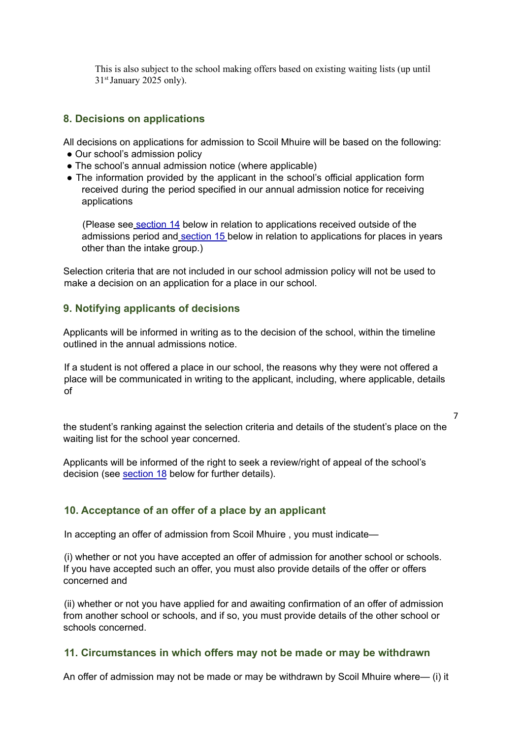This is also subject to the school making offers based on existing waiting lists (up until 31st January 2025 only).

## 8. Decisions on applications

All decisions on applications for admission to Scoil Mhuire will be based on the following:

- Our school's admission policy
- The school's annual admission notice (where applicable)
- The information provided by the applicant in the school's official application form received during the period specified in our annual admission notice for receiving applications

(Please see section 14 below in relation to applications received outside of the admissions period and section 15 below in relation to applications for places in years other than the intake group.)

Selection criteria that are not included in our school admission policy will not be used to make a decision on an application for a place in our school.

## 9. Notifying applicants of decisions

Applicants will be informed in writing as to the decision of the school, within the timeline outlined in the annual admissions notice.

If a student is not offered a place in our school, the reasons why they were not offered a place will be communicated in writing to the applicant, including, where applicable, details of the student's ranking against the selection criteria and details of the student's place on the waiting list for the school year concerned.

Applicants will be informed of the right to seek a review/right of appeal of the school's decision (see section 18 below for further details).

## 10. Acceptance of an offer of a place by an applicant

In accepting an offer of admission from Scoil Mhuire , you must indicate—

(i) whether or not you have accepted an offer of admission for another school or schools. If you have accepted such an offer, you must also provide details of the offer or offers concerned and

(ii) whether or not you have applied for and awaiting confirmation of an offer of admission from another school or schools, and if so, you must provide details of the other school or schools concerned.

## 11. Circumstances in which offers may not be made or may be withdrawn

An offer of admission may not be made or may be withdrawn by Scoil Mhuire where— (i) it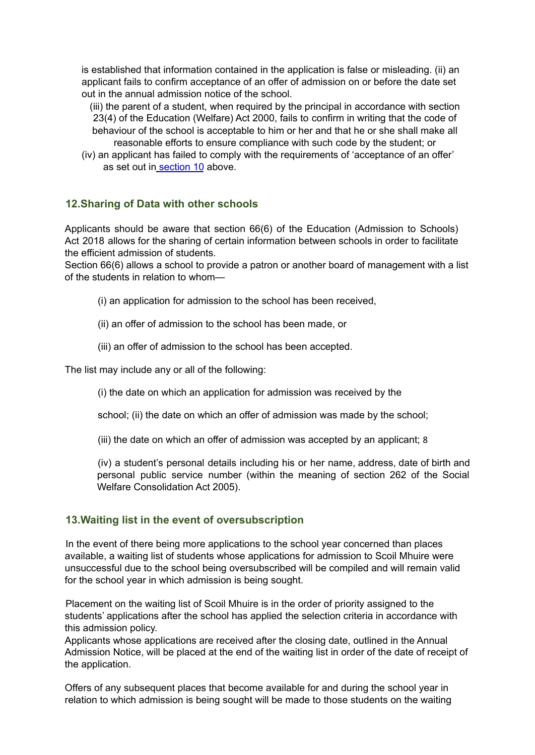is established that information contained in the application is false or misleading. (ii) an applicant fails to confirm acceptance of an offer of admission on or before the date set out in the annual admission notice of the school.

(iii) the parent of a student, when required by the principal in accordance with section 23(4) of the Education (Welfare) Act 2000, fails to confirm in writing that the code of behaviour of the school is acceptable to him or her and that he or she shall make all reasonable efforts to ensure compliance with such code by the student; or

(iv) an applicant has failed to comply with the requirements of 'acceptance of an offer' as set out in section 10 above.

## 12.Sharing of Data with other schools

Applicants should be aware that section 66(6) of the Education (Admission to Schools) Act 2018 allows for the sharing of certain information between schools in order to facilitate the efficient admission of students.

Section 66(6) allows a school to provide a patron or another board of management with a list of the students in relation to whom—

(i) an application for admission to the school has been received,

(ii) an offer of admission to the school has been made, or

(iii) an offer of admission to the school has been accepted.

The list may include any or all of the following:

(i) the date on which an application for admission was received by the

school; (ii) the date on which an offer of admission was made by the school;

(iii) the date on which an offer of admission was accepted by an applicant; 8

(iv) a student's personal details including his or her name, address, date of birth and personal public service number (within the meaning of section 262 of the Social Welfare Consolidation Act 2005).

## 13.Waiting list in the event of oversubscription

In the event of there being more applications to the school year concerned than places available, a waiting list of students whose applications for admission to Scoil Mhuire were unsuccessful due to the school being oversubscribed will be compiled and will remain valid for the school year in which admission is being sought.

Placement on the waiting list of Scoil Mhuire is in the order of priority assigned to the students' applications after the school has applied the selection criteria in accordance with this admission policy.

Applicants whose applications are received after the closing date, outlined in the Annual Admission Notice, will be placed at the end of the waiting list in order of the date of receipt of the application.

Offers of any subsequent places that become available for and during the school year in relation to which admission is being sought will be made to those students on the waiting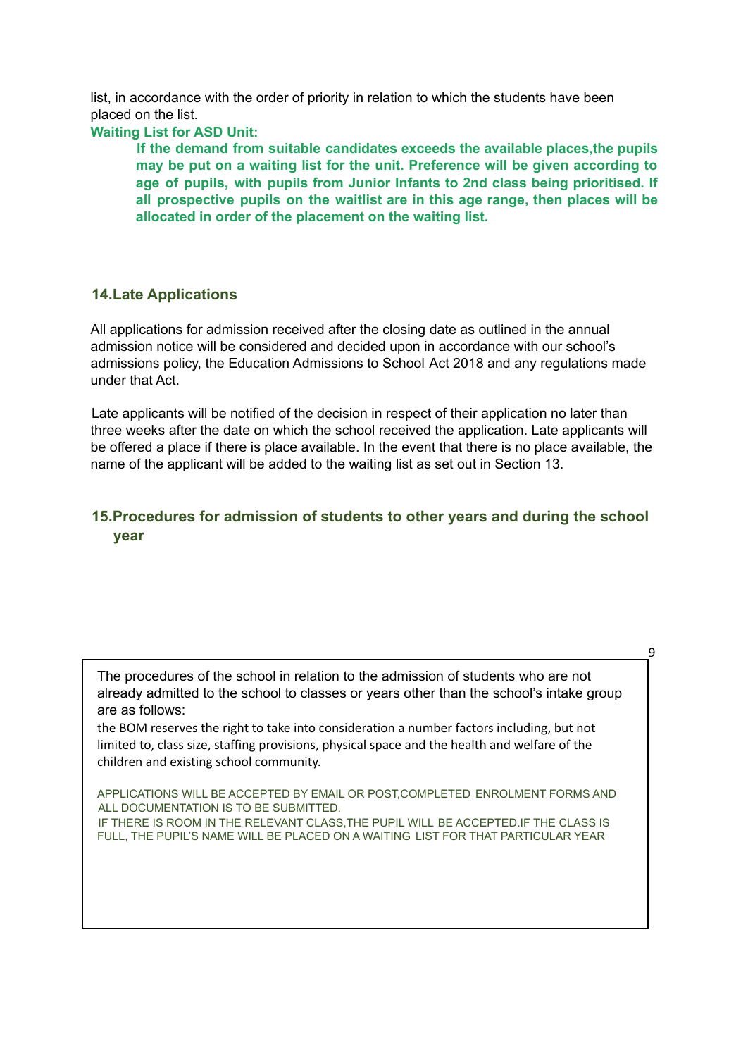list, in accordance with the order of priority in relation to which the students have been placed on the list.

**Waiting List for ASD Unit:**

**If the demand from suitable candidates exceeds the available places,the pupils may be put on a waiting list for the unit. Preference will be given according to age of pupils, with pupils from Junior Infants to 2nd class being prioritised. If all prospective pupils on the waitlist are in this age range, then places will be allocated in order of the placement on the waiting list.**

## 14.Late Applications

All applications for admission received after the closing date as outlined in the annual admission notice will be considered and decided upon in accordance with our school's admissions policy, the Education Admissions to School Act 2018 and any regulations made under that Act.

Late applicants will be notified of the decision in respect of their application no later than three weeks after the date on which the school received the application. Late applicants will be offered a place if there is place available. In the event that there is no place available, the name of the applicant will be added to the waiting list as set out in Section 13.

## 15.Procedures for admission of students to other years and during the school year

The procedures of the school in relation to the admission of students who are not already admitted to the school to classes or years other than the school's intake group are as follows:

the BOM reserves the right to take into consideration a number factors including, but not limited to, class size, staffing provisions, physical space and the health and welfare of the children and existing school community.

APPLICATIONS WILL BE ACCEPTED BY EMAIL OR POST,COMPLETED ENROLMENT FORMS AND ALL DOCUMENTATION IS TO BE SUBMITTED.

IF THERE IS ROOM IN THE RELEVANT CLASS,THE PUPIL WILL BE ACCEPTED.IF THE CLASS IS FULL, THE PUPIL'S NAME WILL BE PLACED ON A WAITING LIST FOR THAT PARTICULAR YEAR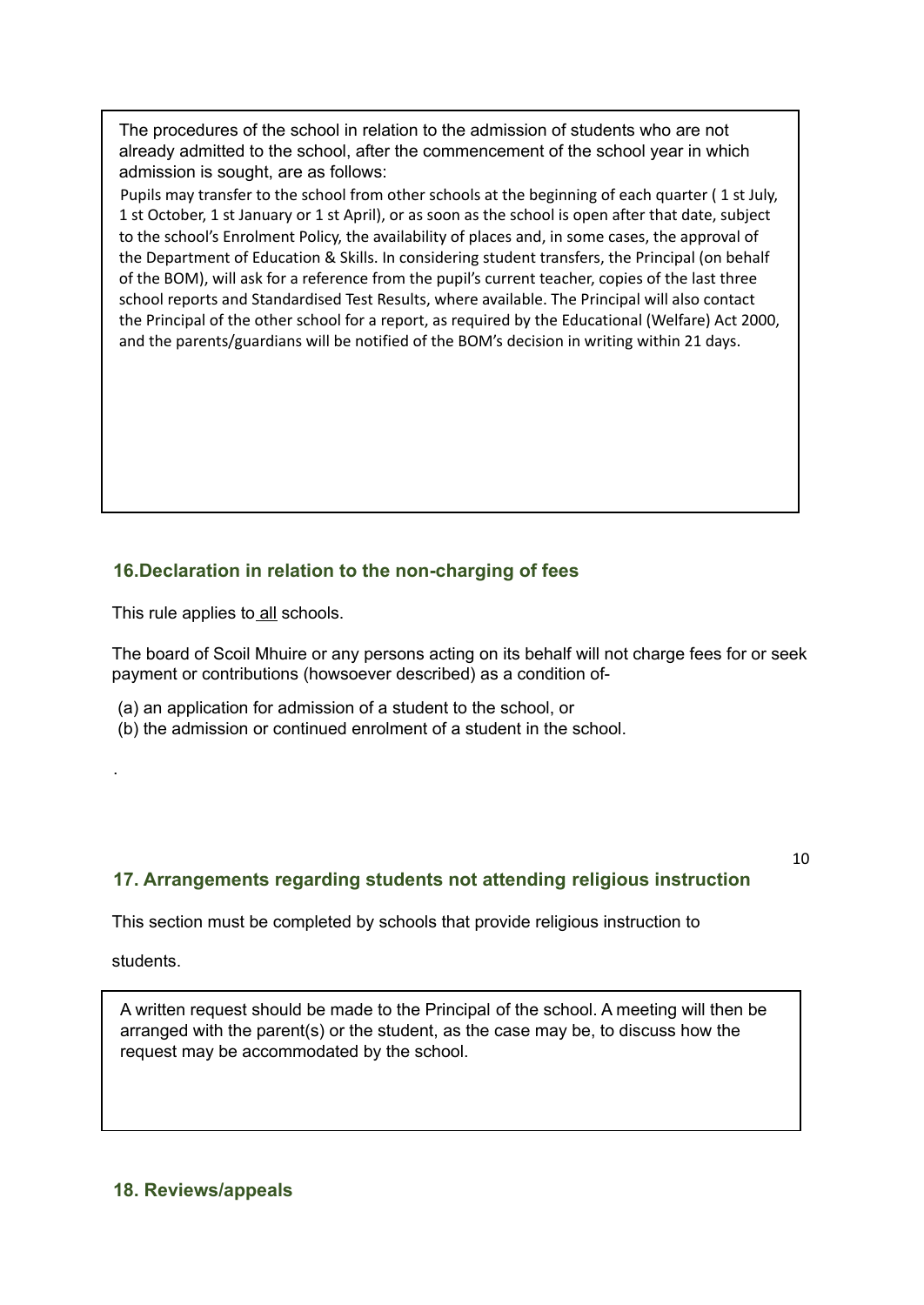The procedures of the school in relation to the admission of students who are not already admitted to the school, after the commencement of the school year in which admission is sought, are as follows:

Pupils may transfer to the school from other schools at the beginning of each quarter ( 1 st July, 1 st October, 1 st January or 1 st April), or as soon as the school is open after that date, subject to the school's Enrolment Policy, the availability of places and, in some cases, the approval of the Department of Education & Skills. In considering student transfers, the Principal (on behalf of the BOM), will ask for a reference from the pupil's current teacher, copies of the last three school reports and Standardised Test Results, where available. The Principal will also contact the Principal of the other school for a report, as required by the Educational (Welfare) Act 2000, and the parents/guardians will be notified of the BOM's decision in writing within 21 days.

## 16. Declaration in relation to the non-charging of fees

This rule applies to all schools.

The board of Scoil Mhuire or any persons acting on its behalf will not charge fees for or seek payment or contributions (howsoever described) as a condition of-

(a) an application for admission of a student to the school, or
(b) the admission or continued enrolment of a student in the school.

.

## 17. Arrangements regarding students not attending religious instruction

This section must be completed by schools that provide religious instruction to students.

A written request should be made to the Principal of the school. A meeting will then be arranged with the parent(s) or the student, as the case may be, to discuss how the request may be accommodated by the school.

## 18. Reviews/appeals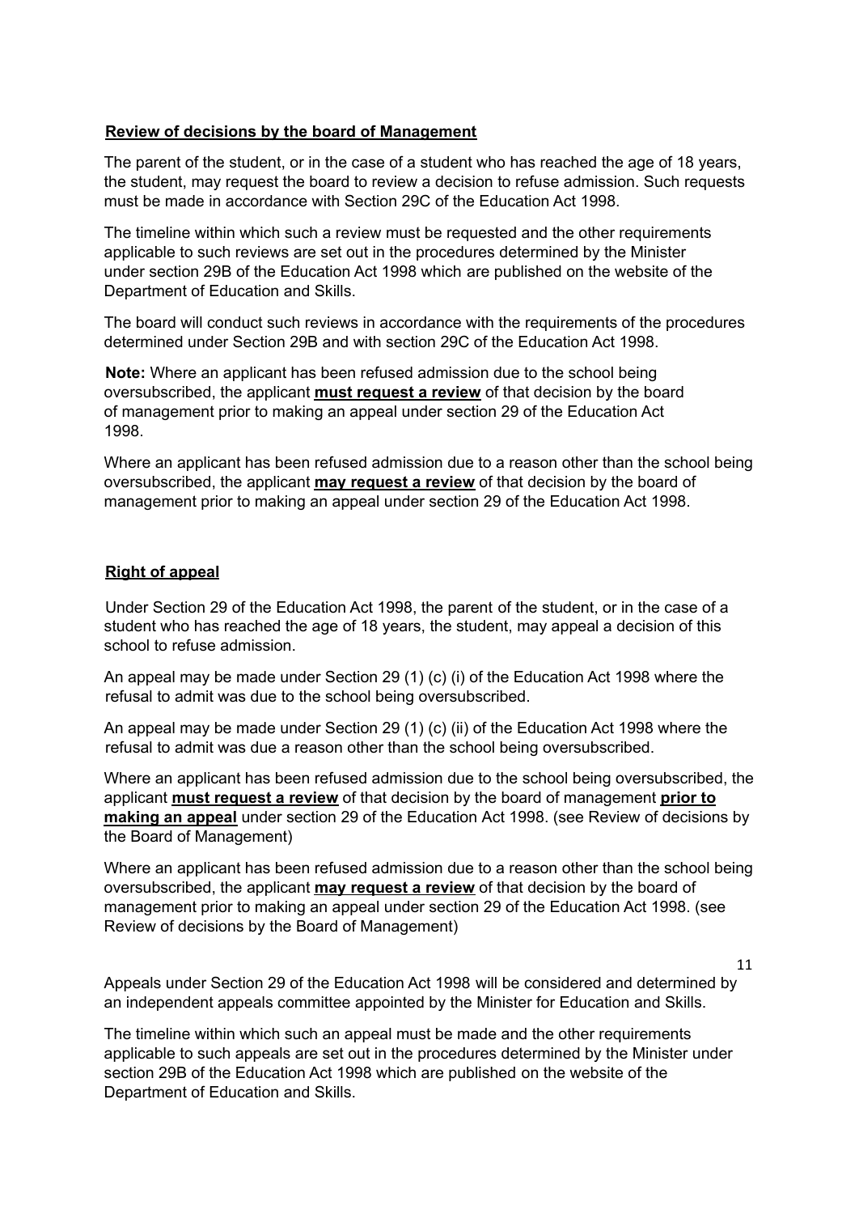## **Review of decisions by the board of Management**

The parent of the student, or in the case of a student who has reached the age of 18 years, the student, may request the board to review a decision to refuse admission. Such requests must be made in accordance with Section 29C of the Education Act 1998.

The timeline within which such a review must be requested and the other requirements applicable to such reviews are set out in the procedures determined by the Minister under section 29B of the Education Act 1998 which are published on the website of the Department of Education and Skills.

The board will conduct such reviews in accordance with the requirements of the procedures determined under Section 29B and with section 29C of the Education Act 1998.

**Note:** Where an applicant has been refused admission due to the school being oversubscribed, the applicant **must request a review** of that decision by the board of management prior to making an appeal under section 29 of the Education Act 1998.

Where an applicant has been refused admission due to a reason other than the school being oversubscribed, the applicant **may request a review** of that decision by the board of management prior to making an appeal under section 29 of the Education Act 1998.

## **Right of appeal**

Under Section 29 of the Education Act 1998, the parent of the student, or in the case of a student who has reached the age of 18 years, the student, may appeal a decision of this school to refuse admission.

An appeal may be made under Section 29 (1) (c) (i) of the Education Act 1998 where the refusal to admit was due to the school being oversubscribed.

An appeal may be made under Section 29 (1) (c) (ii) of the Education Act 1998 where the refusal to admit was due a reason other than the school being oversubscribed.

Where an applicant has been refused admission due to the school being oversubscribed, the applicant **must request a review** of that decision by the board of management **prior to making an appeal** under section 29 of the Education Act 1998. (see Review of decisions by the Board of Management)

Where an applicant has been refused admission due to a reason other than the school being oversubscribed, the applicant **may request a review** of that decision by the board of management prior to making an appeal under section 29 of the Education Act 1998. (see Review of decisions by the Board of Management)

Appeals under Section 29 of the Education Act 1998 will be considered and determined by an independent appeals committee appointed by the Minister for Education and Skills.

The timeline within which such an appeal must be made and the other requirements applicable to such appeals are set out in the procedures determined by the Minister under section 29B of the Education Act 1998 which are published on the website of the Department of Education and Skills.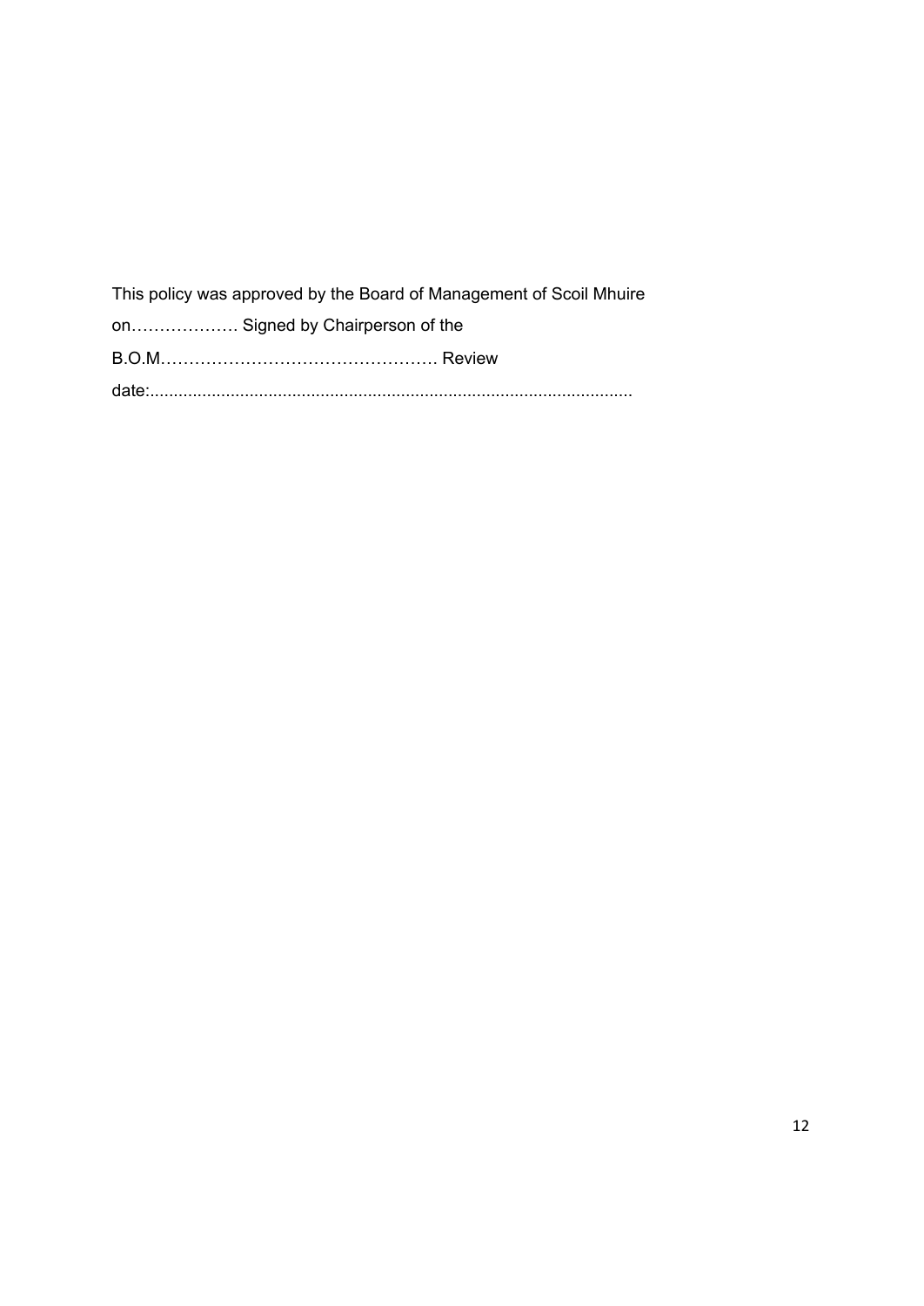This policy was approved by the Board of Management of Scoil Mhuire on………………. Signed by Chairperson of the B.O.M…………………………………………. Review date:.....................................................................................................